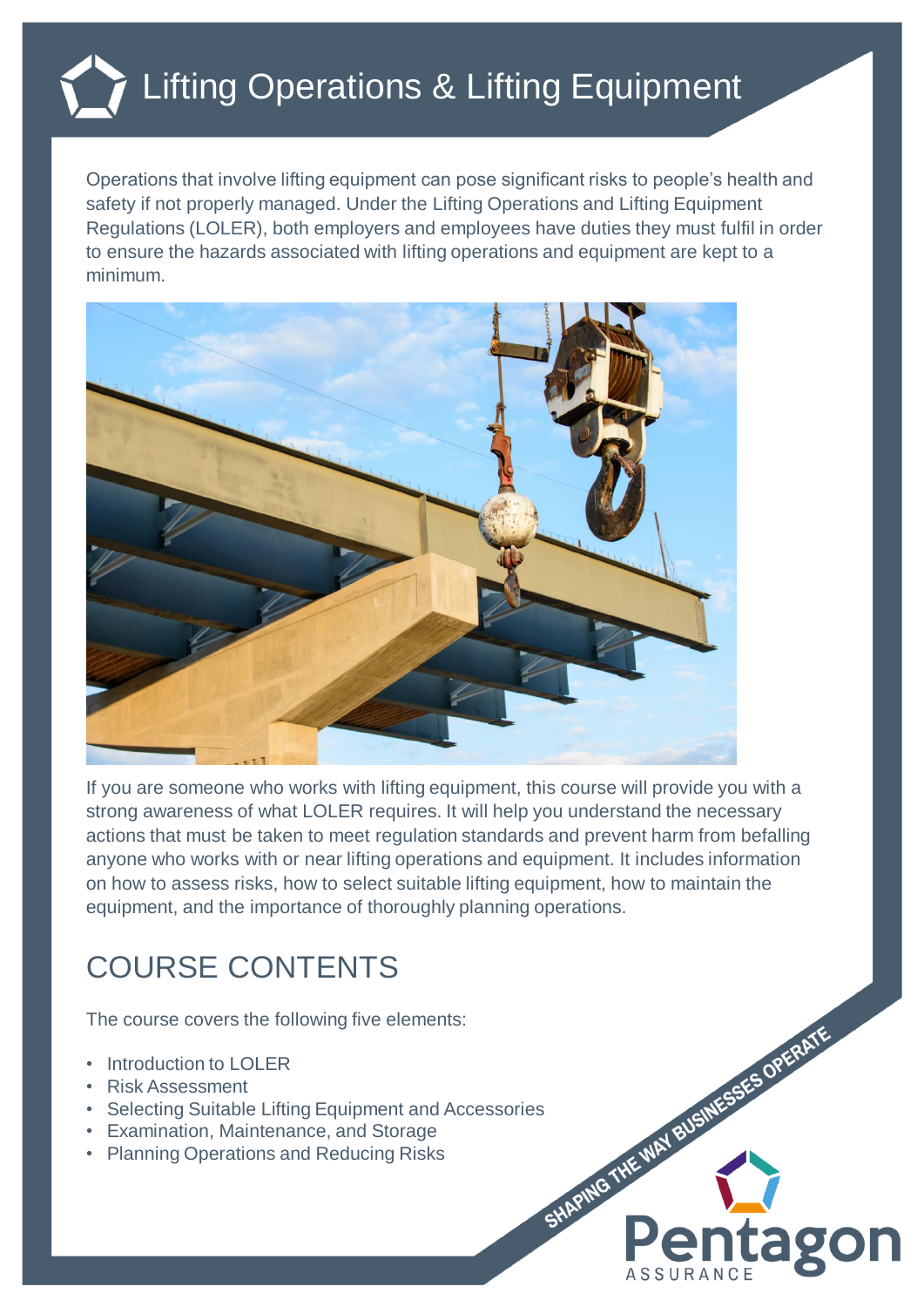# Lifting Operations & Lifting Equipment

Operations that involve lifting equipment can pose significant risks to people's health and safety if not properly managed. Under the Lifting Operations and Lifting Equipment Regulations (LOLER), both employers and employees have duties they must fulfil in order to ensure the hazards associated with lifting operations and equipment are kept to a minimum.

If you are someone who works with lifting equipment, this course will provide you with a strong awareness of what LOLER requires. It will help you understand the necessary actions that must be taken to meet regulation standards and prevent harm from befalling anyone who works with or near lifting operations and equipment. It includes information on how to assess risks, how to select suitable lifting equipment, how to maintain the equipment, and the importance of thoroughly planning operations.

## COURSE CONTENTS

The course covers the following five elements:

- Introduction to LOLER
- Risk Assessment
- Selecting Suitable Lifting Equipment and Accessories
- Examination, Maintenance, and Storage
- Planning Operations and Reducing Risks

SHAPING THE WAY BUSINESSES OPERATE

Pentagon ASSURANCE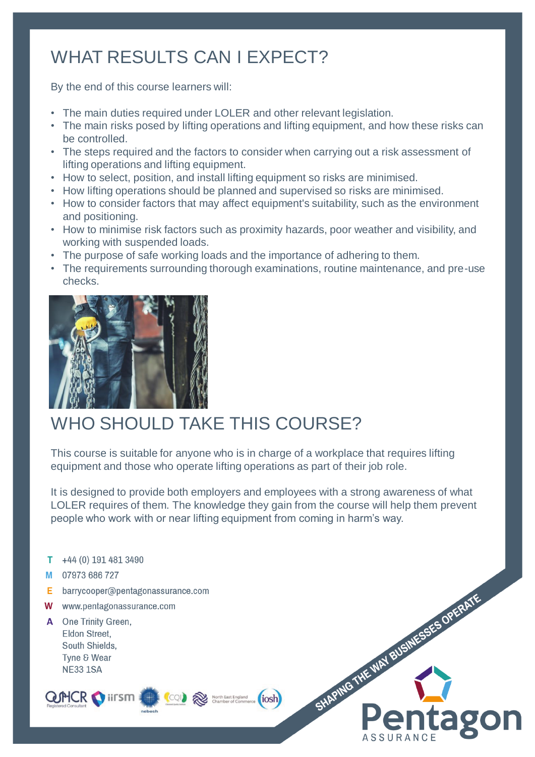## WHAT RESULTS CAN I EXPECT?

By the end of this course learners will:

- The main duties required under LOLER and other relevant legislation.
- The main risks posed by lifting operations and lifting equipment, and how these risks can be controlled.
- The steps required and the factors to consider when carrying out a risk assessment of lifting operations and lifting equipment.
- How to select, position, and install lifting equipment so risks are minimised.
- How lifting operations should be planned and supervised so risks are minimised.
- How to consider factors that may affect equipment's suitability, such as the environment and positioning.
- How to minimise risk factors such as proximity hazards, poor weather and visibility, and working with suspended loads.
- The purpose of safe working loads and the importance of adhering to them.
- The requirements surrounding thorough examinations, routine maintenance, and pre-use checks.

## WHO SHOULD TAKE THIS COURSE?

This course is suitable for anyone who is in charge of a workplace that requires lifting equipment and those who operate lifting operations as part of their job role.

It is designed to provide both employers and employees with a strong awareness of what LOLER requires of them. The knowledge they gain from the course will help them prevent people who work with or near lifting equipment from coming in harm's way.

**T** +44 (0) 191 481 3490
**M** 07973 686 727
**E** barrycooper@pentagonassurance.com
**W** www.pentagonassurance.com
**A** One Trinity Green,
Eldon Street,
South Shields,
Tyne & Wear
NE33 1SA

SHAPING THE WAY BUSINESSES OPERATE

Pentagon ASSURANCE